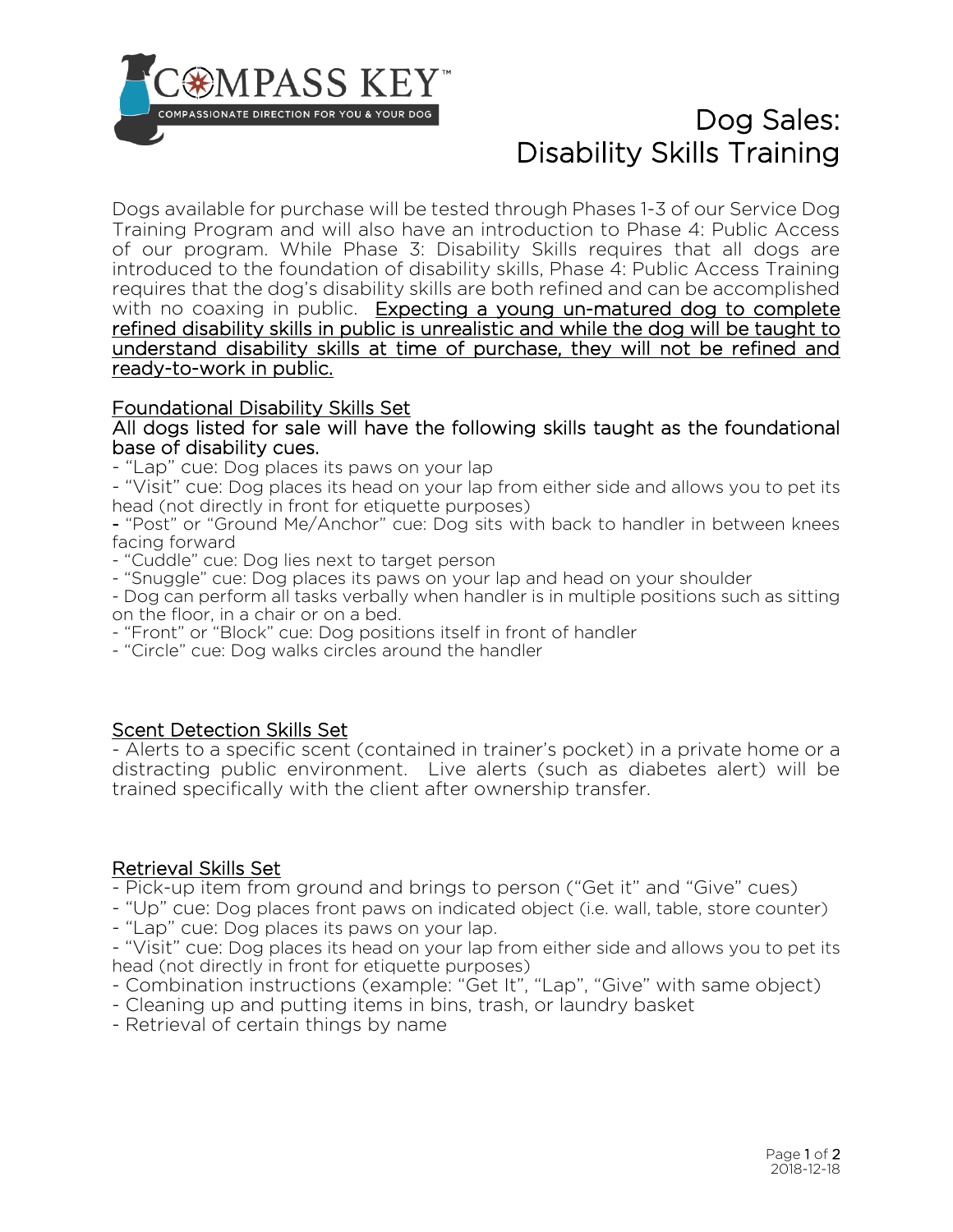# Dog Sales: Disability Skills Training

Dogs available for purchase will be tested through Phases 1-3 of our Service Dog Training Program and will also have an introduction to Phase 4: Public Access of our program. While Phase 3: Disability Skills requires that all dogs are introduced to the foundation of disability skills, Phase 4: Public Access Training requires that the dog's disability skills are both refined and can be accomplished with no coaxing in public. <u>Expecting a young un-matured dog to complete refined disability skills in public is unrealistic and while the dog will be taught to understand disability skills at time of purchase, they will not be refined and ready-to-work in public.</u>

## <u>Foundational Disability Skills Set</u>

All dogs listed for sale will have the following skills taught as the foundational base of disability cues.

- "Lap" cue: Dog places its paws on your lap
- "Visit" cue: Dog places its head on your lap from either side and allows you to pet its head (not directly in front for etiquette purposes)
- "Post" or "Ground Me/Anchor" cue: Dog sits with back to handler in between knees facing forward
- "Cuddle" cue: Dog lies next to target person
- "Snuggle" cue: Dog places its paws on your lap and head on your shoulder
- Dog can perform all tasks verbally when handler is in multiple positions such as sitting on the floor, in a chair or on a bed.
- "Front" or "Block" cue: Dog positions itself in front of handler
- "Circle" cue: Dog walks circles around the handler

## <u>Scent Detection Skills Set</u>

- Alerts to a specific scent (contained in trainer's pocket) in a private home or a distracting public environment. Live alerts (such as diabetes alert) will be trained specifically with the client after ownership transfer.

## <u>Retrieval Skills Set</u>

- Pick-up item from ground and brings to person ("Get it" and "Give" cues)
- "Up" cue: Dog places front paws on indicated object (i.e. wall, table, store counter)
- "Lap" cue: Dog places its paws on your lap.
- "Visit" cue: Dog places its head on your lap from either side and allows you to pet its head (not directly in front for etiquette purposes)
- Combination instructions (example: "Get It", "Lap", "Give" with same object)
- Cleaning up and putting items in bins, trash, or laundry basket
- Retrieval of certain things by name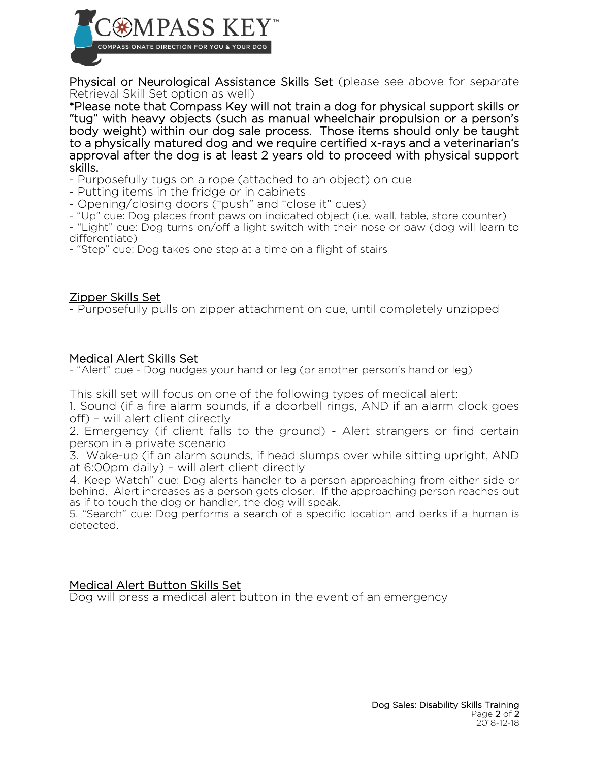<u>Physical or Neurological Assistance Skills Set</u> (please see above for separate Retrieval Skill Set option as well)

**\*Please note that Compass Key will not train a dog for physical support skills or "tug" with heavy objects (such as manual wheelchair propulsion or a person's body weight) within our dog sale process. Those items should only be taught to a physically matured dog and we require certified x-rays and a veterinarian's approval after the dog is at least 2 years old to proceed with physical support skills.**

- Purposefully tugs on a rope (attached to an object) on cue
- Putting items in the fridge or in cabinets
- Opening/closing doors ("push" and "close it" cues)
- "Up" cue: Dog places front paws on indicated object (i.e. wall, table, store counter)
- "Light" cue: Dog turns on/off a light switch with their nose or paw (dog will learn to differentiate)
- "Step" cue: Dog takes one step at a time on a flight of stairs

<u>Zipper Skills Set</u>

- Purposefully pulls on zipper attachment on cue, until completely unzipped

<u>Medical Alert Skills Set</u>

- "Alert" cue - Dog nudges your hand or leg (or another person's hand or leg)

This skill set will focus on one of the following types of medical alert:

1. Sound (if a fire alarm sounds, if a doorbell rings, AND if an alarm clock goes off) – will alert client directly
2. Emergency (if client falls to the ground) - Alert strangers or find certain person in a private scenario
3. Wake-up (if an alarm sounds, if head slumps over while sitting upright, AND at 6:00pm daily) – will alert client directly
4. Keep Watch" cue: Dog alerts handler to a person approaching from either side or behind. Alert increases as a person gets closer. If the approaching person reaches out as if to touch the dog or handler, the dog will speak.
5. "Search" cue: Dog performs a search of a specific location and barks if a human is detected.

<u>Medical Alert Button Skills Set</u>

Dog will press a medical alert button in the event of an emergency